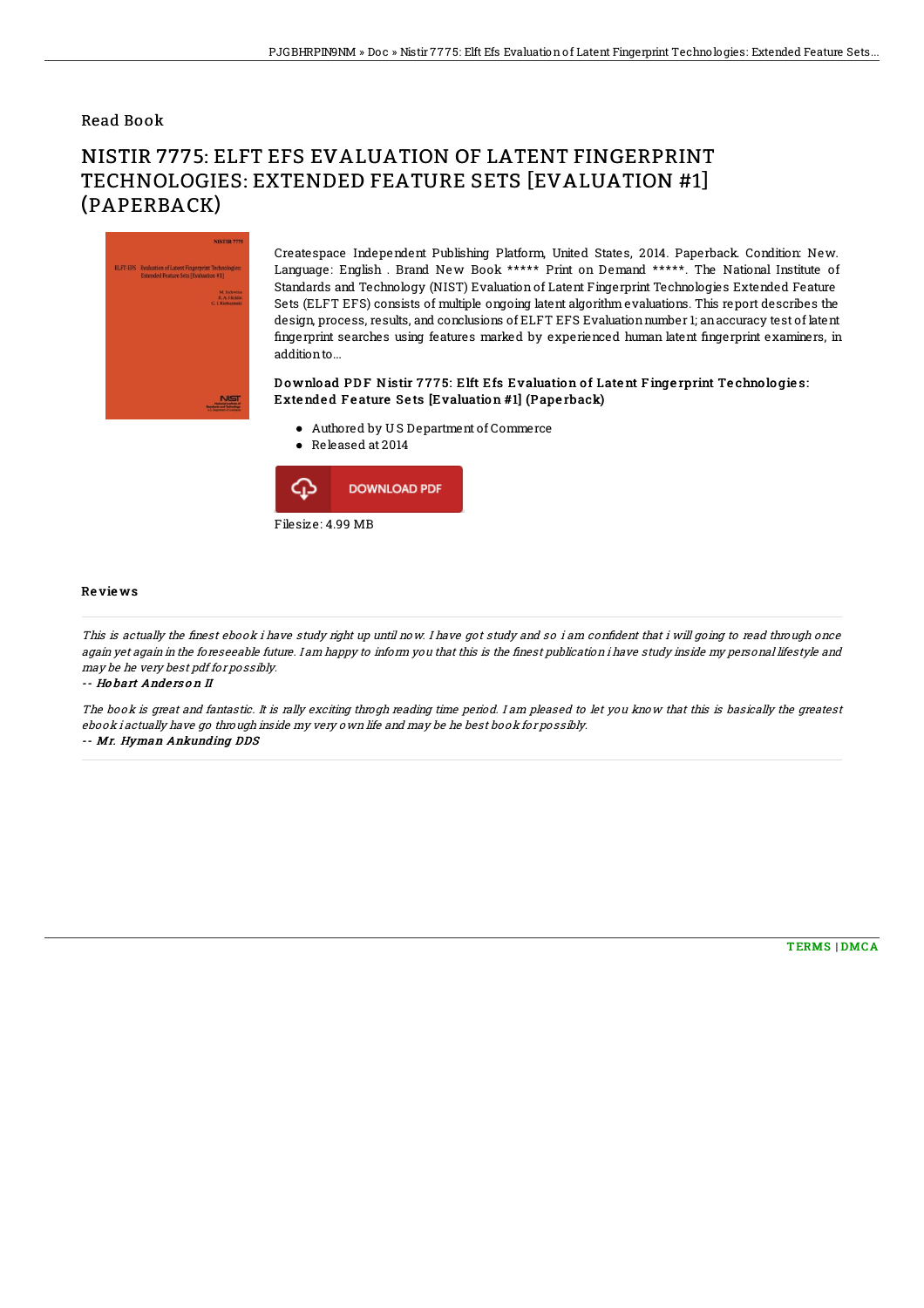## Read Book

# NISTIR 7775: ELFT EFS EVALUATION OF LATENT FINGERPRINT TECHNOLOGIES: EXTENDED FEATURE SETS [EVALUATION #1] (PAPERBACK)

Createspace Independent Publishing Platform, United States, 2014. Paperback. Condition: New. Language: English . Brand New Book ***** Print on Demand *****. The National Institute of Standards and Technology (NIST) Evaluation of Latent Fingerprint Technologies Extended Feature Sets (ELFT EFS) consists of multiple ongoing latent algorithm evaluations. This report describes the design, process, results, and conclusions of ELFT EFS Evaluation number 1; an accuracy test of latent fingerprint searches using features marked by experienced human latent fingerprint examiners, in addition to...

### Download PDF Nistir 7775: Elft Efs Evaluation of Latent Fingerprint Technologies: Extended Feature Sets [Evaluation #1] (Paperback)

- Authored by U S Department of Commerce
- Released at 2014

DOWNLOAD PDF

Filesize: 4.99 MB

## Reviews

*This is actually the finest ebook i have study right up until now. I have got study and so i am confident that i will going to read through once again yet again in the foreseeable future. I am happy to inform you that this is the finest publication i have study inside my personal lifestyle and may be he very best pdf for possibly.*

*-- Hobart Anderson II*

*The book is great and fantastic. It is rally exciting throgh reading time period. I am pleased to let you know that this is basically the greatest ebook i actually have go through inside my very own life and may be he best book for possibly.*

*-- Mr. Hyman Ankunding DDS*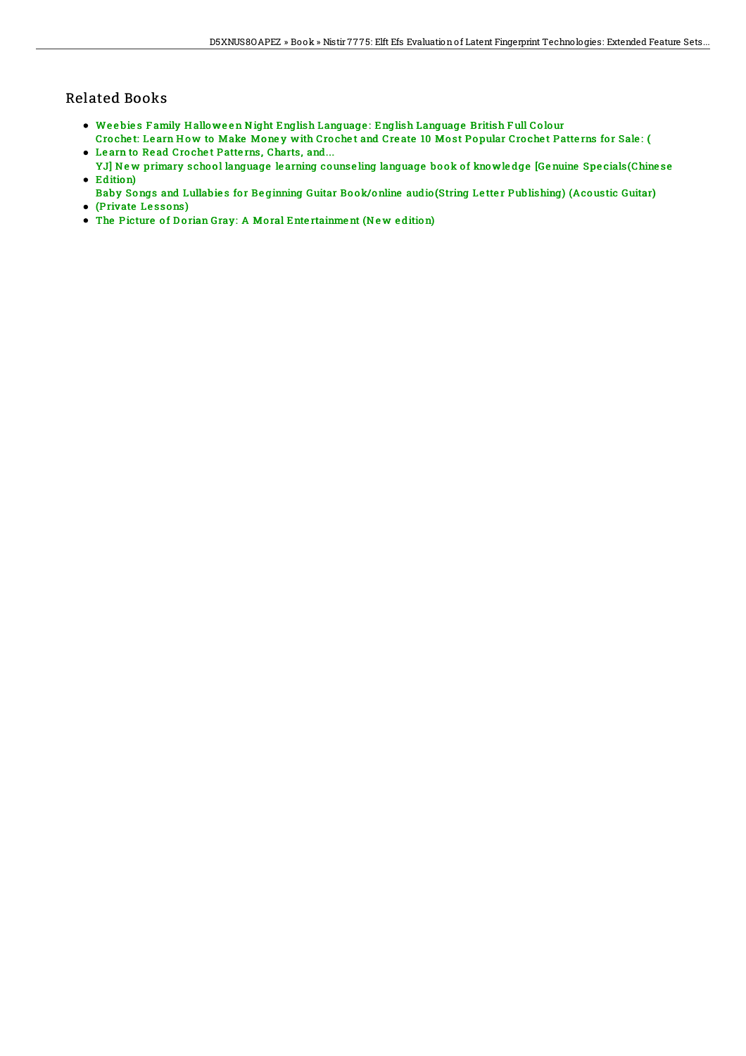## Related Books

- Weebies Family Halloween Night English Language: English Language British Full Colour
- Crochet: Learn How to Make Money with Crochet and Create 10 Most Popular Crochet Patterns for Sale: ( Learn to Read Crochet Patterns, Charts, and...
- YJ] New primary school language learning counseling language book of knowledge [Genuine Specials(Chinese Edition)
- Baby Songs and Lullabies for Beginning Guitar Book/online audio(String Letter Publishing) (Acoustic Guitar) (Private Lessons)
- The Picture of Dorian Gray: A Moral Entertainment (New edition)